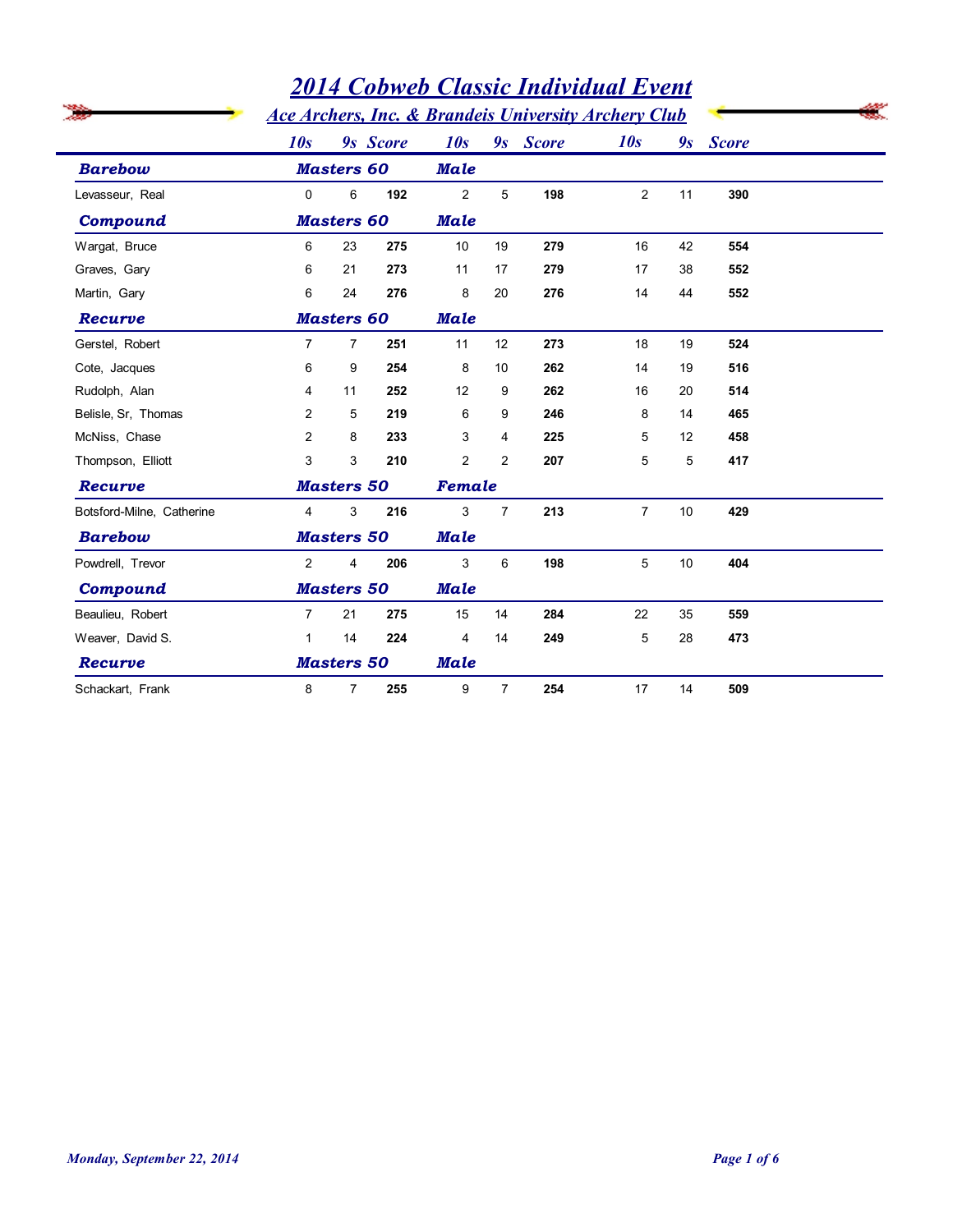# 2014 Cobweb Classic Individual Event

## Ace Archers, Inc. & Brandeis University Archery Club

| | 10s | 9s | Score | 10s | 9s | Score | 10s | 9s | Score |
|---|---|---|---|---|---|---|---|---|---|
| ***Barebow*** | ***Masters 60*** | | | ***Male*** | | | | | |
| Levasseur, Real | 0 | 6 | **192** | 2 | 5 | **198** | 2 | 11 | **390** |
| ***Compound*** | ***Masters 60*** | | | ***Male*** | | | | | |
| Wargat, Bruce | 6 | 23 | **275** | 10 | 19 | **279** | 16 | 42 | **554** |
| Graves, Gary | 6 | 21 | **273** | 11 | 17 | **279** | 17 | 38 | **552** |
| Martin, Gary | 6 | 24 | **276** | 8 | 20 | **276** | 14 | 44 | **552** |
| ***Recurve*** | ***Masters 60*** | | | ***Male*** | | | | | |
| Gerstel, Robert | 7 | 7 | **251** | 11 | 12 | **273** | 18 | 19 | **524** |
| Cote, Jacques | 6 | 9 | **254** | 8 | 10 | **262** | 14 | 19 | **516** |
| Rudolph, Alan | 4 | 11 | **252** | 12 | 9 | **262** | 16 | 20 | **514** |
| Belisle, Sr, Thomas | 2 | 5 | **219** | 6 | 9 | **246** | 8 | 14 | **465** |
| McNiss, Chase | 2 | 8 | **233** | 3 | 4 | **225** | 5 | 12 | **458** |
| Thompson, Elliott | 3 | 3 | **210** | 2 | 2 | **207** | 5 | 5 | **417** |
| ***Recurve*** | ***Masters 50*** | | | ***Female*** | | | | | |
| Botsford-Milne, Catherine | 4 | 3 | **216** | 3 | 7 | **213** | 7 | 10 | **429** |
| ***Barebow*** | ***Masters 50*** | | | ***Male*** | | | | | |
| Powdrell, Trevor | 2 | 4 | **206** | 3 | 6 | **198** | 5 | 10 | **404** |
| ***Compound*** | ***Masters 50*** | | | ***Male*** | | | | | |
| Beaulieu, Robert | 7 | 21 | **275** | 15 | 14 | **284** | 22 | 35 | **559** |
| Weaver, David S. | 1 | 14 | **224** | 4 | 14 | **249** | 5 | 28 | **473** |
| ***Recurve*** | ***Masters 50*** | | | ***Male*** | | | | | |
| Schackart, Frank | 8 | 7 | **255** | 9 | 7 | **254** | 17 | 14 | **509** |

*Monday, September 22, 2014*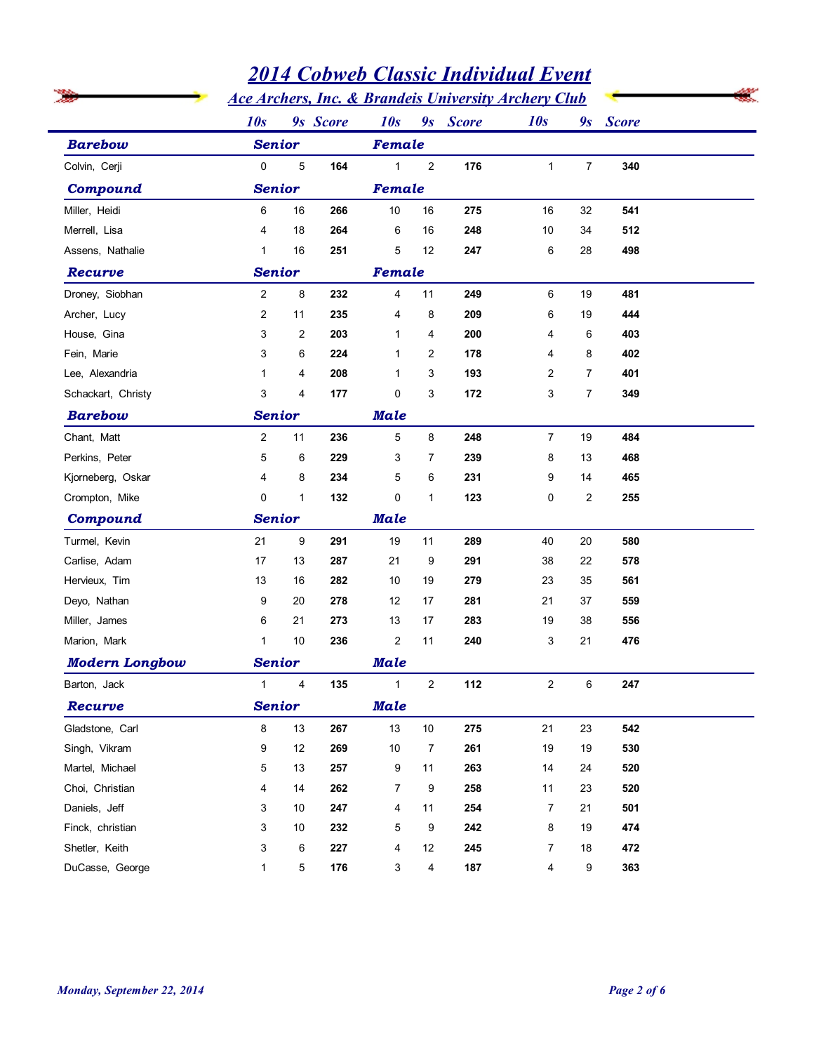# 2014 Cobweb Classic Individual Event

## Ace Archers, Inc. & Brandeis University Archery Club

| | | 10s | 9s | Score | 10s | 9s | Score | 10s | 9s | Score |
|---|---|---|---|---|---|---|---|---|---|---|
| **Barebow** | **Senior** | | | | **Female** | | | | | |
| Colvin, Cerji | | 0 | 5 | **164** | 1 | 2 | **176** | 1 | 7 | **340** |
| **Compound** | **Senior** | | | | **Female** | | | | | |
| Miller, Heidi | | 6 | 16 | **266** | 10 | 16 | **275** | 16 | 32 | **541** |
| Merrell, Lisa | | 4 | 18 | **264** | 6 | 16 | **248** | 10 | 34 | **512** |
| Assens, Nathalie | | 1 | 16 | **251** | 5 | 12 | **247** | 6 | 28 | **498** |
| **Recurve** | **Senior** | | | | **Female** | | | | | |
| Droney, Siobhan | | 2 | 8 | **232** | 4 | 11 | **249** | 6 | 19 | **481** |
| Archer, Lucy | | 2 | 11 | **235** | 4 | 8 | **209** | 6 | 19 | **444** |
| House, Gina | | 3 | 2 | **203** | 1 | 4 | **200** | 4 | 6 | **403** |
| Fein, Marie | | 3 | 6 | **224** | 1 | 2 | **178** | 4 | 8 | **402** |
| Lee, Alexandria | | 1 | 4 | **208** | 1 | 3 | **193** | 2 | 7 | **401** |
| Schackart, Christy | | 3 | 4 | **177** | 0 | 3 | **172** | 3 | 7 | **349** |
| **Barebow** | **Senior** | | | | **Male** | | | | | |
| Chant, Matt | | 2 | 11 | **236** | 5 | 8 | **248** | 7 | 19 | **484** |
| Perkins, Peter | | 5 | 6 | **229** | 3 | 7 | **239** | 8 | 13 | **468** |
| Kjorneberg, Oskar | | 4 | 8 | **234** | 5 | 6 | **231** | 9 | 14 | **465** |
| Crompton, Mike | | 0 | 1 | **132** | 0 | 1 | **123** | 0 | 2 | **255** |
| **Compound** | **Senior** | | | | **Male** | | | | | |
| Turmel, Kevin | | 21 | 9 | **291** | 19 | 11 | **289** | 40 | 20 | **580** |
| Carlise, Adam | | 17 | 13 | **287** | 21 | 9 | **291** | 38 | 22 | **578** |
| Hervieux, Tim | | 13 | 16 | **282** | 10 | 19 | **279** | 23 | 35 | **561** |
| Deyo, Nathan | | 9 | 20 | **278** | 12 | 17 | **281** | 21 | 37 | **559** |
| Miller, James | | 6 | 21 | **273** | 13 | 17 | **283** | 19 | 38 | **556** |
| Marion, Mark | | 1 | 10 | **236** | 2 | 11 | **240** | 3 | 21 | **476** |
| **Modern Longbow** | **Senior** | | | | **Male** | | | | | |
| Barton, Jack | | 1 | 4 | **135** | 1 | 2 | **112** | 2 | 6 | **247** |
| **Recurve** | **Senior** | | | | **Male** | | | | | |
| Gladstone, Carl | | 8 | 13 | **267** | 13 | 10 | **275** | 21 | 23 | **542** |
| Singh, Vikram | | 9 | 12 | **269** | 10 | 7 | **261** | 19 | 19 | **530** |
| Martel, Michael | | 5 | 13 | **257** | 9 | 11 | **263** | 14 | 24 | **520** |
| Choi, Christian | | 4 | 14 | **262** | 7 | 9 | **258** | 11 | 23 | **520** |
| Daniels, Jeff | | 3 | 10 | **247** | 4 | 11 | **254** | 7 | 21 | **501** |
| Finck, christian | | 3 | 10 | **232** | 5 | 9 | **242** | 8 | 19 | **474** |
| Shetler, Keith | | 3 | 6 | **227** | 4 | 12 | **245** | 7 | 18 | **472** |
| DuCasse, George | | 1 | 5 | **176** | 3 | 4 | **187** | 4 | 9 | **363** |

*Monday, September 22, 2014*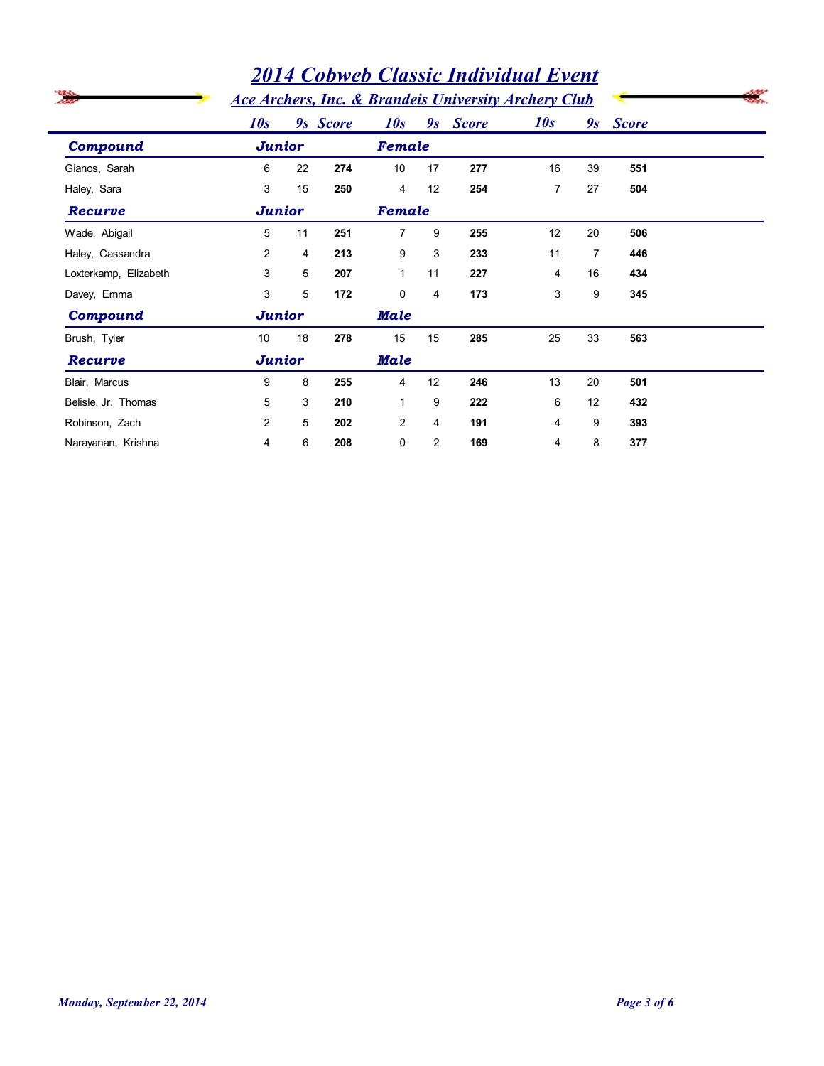# 2014 Cobweb Classic Individual Event

## Ace Archers, Inc. & Brandeis University Archery Club

| | 10s | 9s | Score | 10s | 9s | Score | 10s | 9s | Score |
|---|---|---|---|---|---|---|---|---|---|
| ***Compound*** | ***Junior*** | | | ***Female*** | | | | | |
| Gianos, Sarah | 6 | 22 | **274** | 10 | 17 | **277** | 16 | 39 | **551** |
| Haley, Sara | 3 | 15 | **250** | 4 | 12 | **254** | 7 | 27 | **504** |
| ***Recurve*** | ***Junior*** | | | ***Female*** | | | | | |
| Wade, Abigail | 5 | 11 | **251** | 7 | 9 | **255** | 12 | 20 | **506** |
| Haley, Cassandra | 2 | 4 | **213** | 9 | 3 | **233** | 11 | 7 | **446** |
| Loxterkamp, Elizabeth | 3 | 5 | **207** | 1 | 11 | **227** | 4 | 16 | **434** |
| Davey, Emma | 3 | 5 | **172** | 0 | 4 | **173** | 3 | 9 | **345** |
| ***Compound*** | ***Junior*** | | | ***Male*** | | | | | |
| Brush, Tyler | 10 | 18 | **278** | 15 | 15 | **285** | 25 | 33 | **563** |
| ***Recurve*** | ***Junior*** | | | ***Male*** | | | | | |
| Blair, Marcus | 9 | 8 | **255** | 4 | 12 | **246** | 13 | 20 | **501** |
| Belisle, Jr, Thomas | 5 | 3 | **210** | 1 | 9 | **222** | 6 | 12 | **432** |
| Robinson, Zach | 2 | 5 | **202** | 2 | 4 | **191** | 4 | 9 | **393** |
| Narayanan, Krishna | 4 | 6 | **208** | 0 | 2 | **169** | 4 | 8 | **377** |

*Monday, September 22, 2014*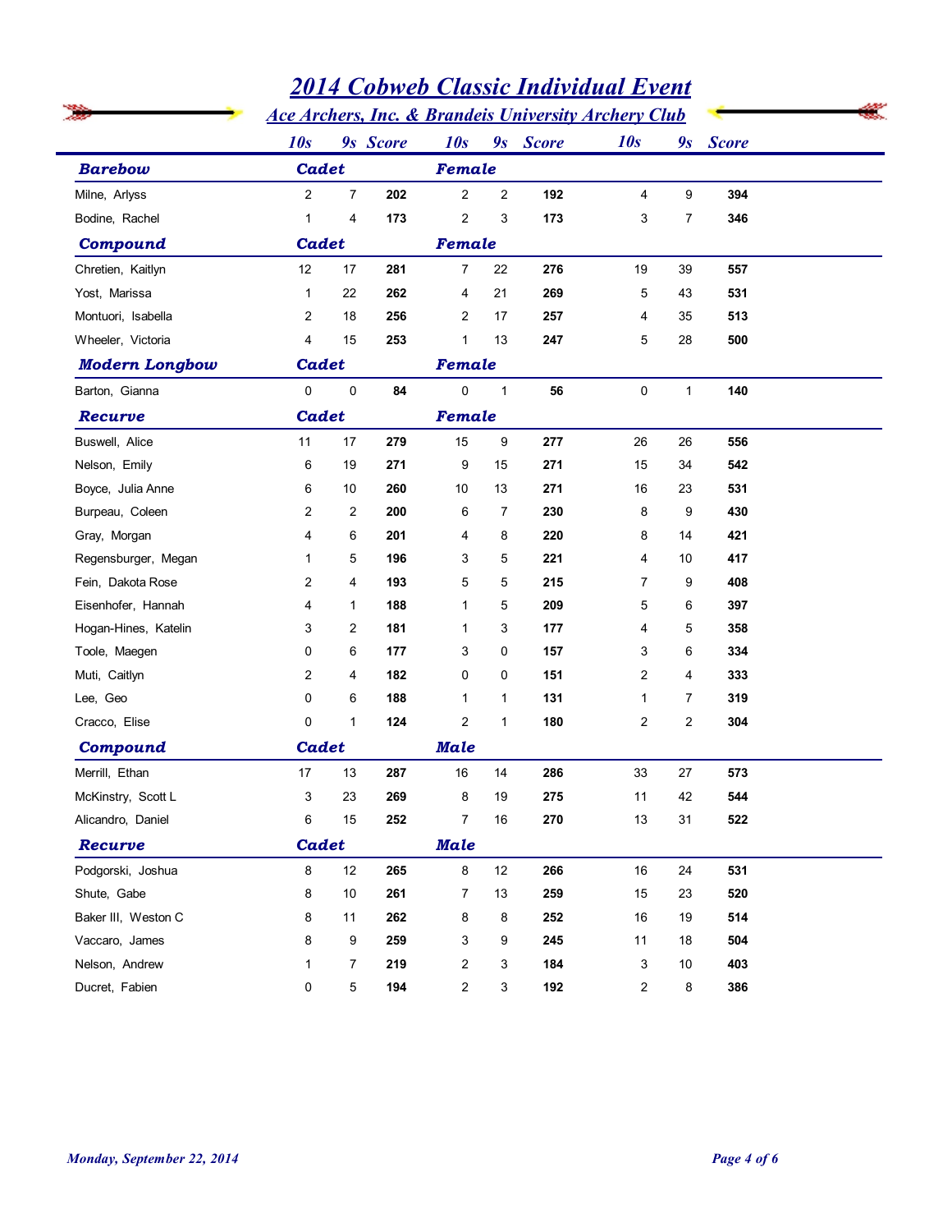# 2014 Cobweb Classic Individual Event

## Ace Archers, Inc. & Brandeis University Archery Club

| | 10s | 9s | Score | 10s | 9s | Score | 10s | 9s | Score |
|---|---|---|---|---|---|---|---|---|---|
| **Barebow** | **Cadet** | | | **Female** | | | | | |
| Milne, Arlyss | 2 | 7 | **202** | 2 | 2 | **192** | 4 | 9 | **394** |
| Bodine, Rachel | 1 | 4 | **173** | 2 | 3 | **173** | 3 | 7 | **346** |
| **Compound** | **Cadet** | | | **Female** | | | | | |
| Chretien, Kaitlyn | 12 | 17 | **281** | 7 | 22 | **276** | 19 | 39 | **557** |
| Yost, Marissa | 1 | 22 | **262** | 4 | 21 | **269** | 5 | 43 | **531** |
| Montuori, Isabella | 2 | 18 | **256** | 2 | 17 | **257** | 4 | 35 | **513** |
| Wheeler, Victoria | 4 | 15 | **253** | 1 | 13 | **247** | 5 | 28 | **500** |
| **Modern Longbow** | **Cadet** | | | **Female** | | | | | |
| Barton, Gianna | 0 | 0 | **84** | 0 | 1 | **56** | 0 | 1 | **140** |
| **Recurve** | **Cadet** | | | **Female** | | | | | |
| Buswell, Alice | 11 | 17 | **279** | 15 | 9 | **277** | 26 | 26 | **556** |
| Nelson, Emily | 6 | 19 | **271** | 9 | 15 | **271** | 15 | 34 | **542** |
| Boyce, Julia Anne | 6 | 10 | **260** | 10 | 13 | **271** | 16 | 23 | **531** |
| Burpeau, Coleen | 2 | 2 | **200** | 6 | 7 | **230** | 8 | 9 | **430** |
| Gray, Morgan | 4 | 6 | **201** | 4 | 8 | **220** | 8 | 14 | **421** |
| Regensburger, Megan | 1 | 5 | **196** | 3 | 5 | **221** | 4 | 10 | **417** |
| Fein, Dakota Rose | 2 | 4 | **193** | 5 | 5 | **215** | 7 | 9 | **408** |
| Eisenhofer, Hannah | 4 | 1 | **188** | 1 | 5 | **209** | 5 | 6 | **397** |
| Hogan-Hines, Katelin | 3 | 2 | **181** | 1 | 3 | **177** | 4 | 5 | **358** |
| Toole, Maegen | 0 | 6 | **177** | 3 | 0 | **157** | 3 | 6 | **334** |
| Muti, Caitlyn | 2 | 4 | **182** | 0 | 0 | **151** | 2 | 4 | **333** |
| Lee, Geo | 0 | 6 | **188** | 1 | 1 | **131** | 1 | 7 | **319** |
| Cracco, Elise | 0 | 1 | **124** | 2 | 1 | **180** | 2 | 2 | **304** |
| **Compound** | **Cadet** | | | **Male** | | | | | |
| Merrill, Ethan | 17 | 13 | **287** | 16 | 14 | **286** | 33 | 27 | **573** |
| McKinstry, Scott L | 3 | 23 | **269** | 8 | 19 | **275** | 11 | 42 | **544** |
| Alicandro, Daniel | 6 | 15 | **252** | 7 | 16 | **270** | 13 | 31 | **522** |
| **Recurve** | **Cadet** | | | **Male** | | | | | |
| Podgorski, Joshua | 8 | 12 | **265** | 8 | 12 | **266** | 16 | 24 | **531** |
| Shute, Gabe | 8 | 10 | **261** | 7 | 13 | **259** | 15 | 23 | **520** |
| Baker III, Weston C | 8 | 11 | **262** | 8 | 8 | **252** | 16 | 19 | **514** |
| Vaccaro, James | 8 | 9 | **259** | 3 | 9 | **245** | 11 | 18 | **504** |
| Nelson, Andrew | 1 | 7 | **219** | 2 | 3 | **184** | 3 | 10 | **403** |
| Ducret, Fabien | 0 | 5 | **194** | 2 | 3 | **192** | 2 | 8 | **386** |

*Monday, September 22, 2014*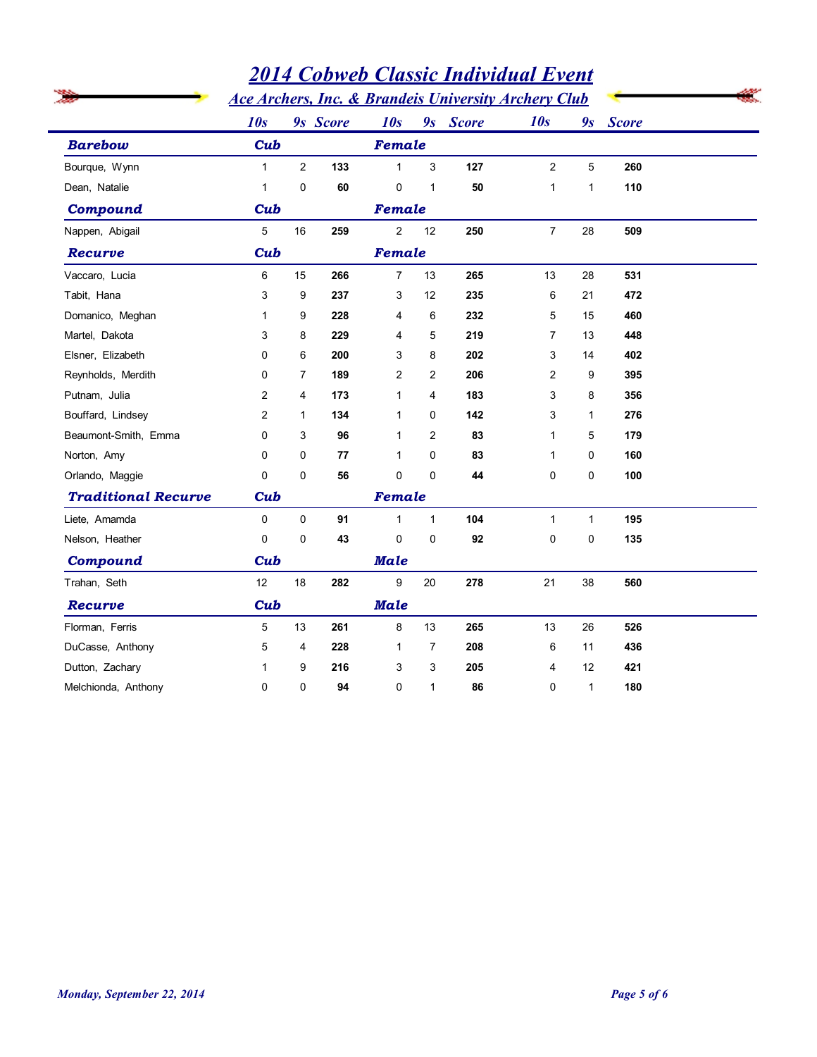# 2014 Cobweb Classic Individual Event

## Ace Archers, Inc. & Brandeis University Archery Club

| | 10s | 9s | Score | 10s | 9s | Score | 10s | 9s | Score |
|---|---|---|---|---|---|---|---|---|---|
| **Barebow** | **Cub** | | | **Female** | | | | | |
| Bourque, Wynn | 1 | 2 | **133** | 1 | 3 | **127** | 2 | 5 | **260** |
| Dean, Natalie | 1 | 0 | **60** | 0 | 1 | **50** | 1 | 1 | **110** |
| **Compound** | **Cub** | | | **Female** | | | | | |
| Nappen, Abigail | 5 | 16 | **259** | 2 | 12 | **250** | 7 | 28 | **509** |
| **Recurve** | **Cub** | | | **Female** | | | | | |
| Vaccaro, Lucia | 6 | 15 | **266** | 7 | 13 | **265** | 13 | 28 | **531** |
| Tabit, Hana | 3 | 9 | **237** | 3 | 12 | **235** | 6 | 21 | **472** |
| Domanico, Meghan | 1 | 9 | **228** | 4 | 6 | **232** | 5 | 15 | **460** |
| Martel, Dakota | 3 | 8 | **229** | 4 | 5 | **219** | 7 | 13 | **448** |
| Elsner, Elizabeth | 0 | 6 | **200** | 3 | 8 | **202** | 3 | 14 | **402** |
| Reynholds, Merdith | 0 | 7 | **189** | 2 | 2 | **206** | 2 | 9 | **395** |
| Putnam, Julia | 2 | 4 | **173** | 1 | 4 | **183** | 3 | 8 | **356** |
| Bouffard, Lindsey | 2 | 1 | **134** | 1 | 0 | **142** | 3 | 1 | **276** |
| Beaumont-Smith, Emma | 0 | 3 | **96** | 1 | 2 | **83** | 1 | 5 | **179** |
| Norton, Amy | 0 | 0 | **77** | 1 | 0 | **83** | 1 | 0 | **160** |
| Orlando, Maggie | 0 | 0 | **56** | 0 | 0 | **44** | 0 | 0 | **100** |
| **Traditional Recurve** | **Cub** | | | **Female** | | | | | |
| Liete, Amamda | 0 | 0 | **91** | 1 | 1 | **104** | 1 | 1 | **195** |
| Nelson, Heather | 0 | 0 | **43** | 0 | 0 | **92** | 0 | 0 | **135** |
| **Compound** | **Cub** | | | **Male** | | | | | |
| Trahan, Seth | 12 | 18 | **282** | 9 | 20 | **278** | 21 | 38 | **560** |
| **Recurve** | **Cub** | | | **Male** | | | | | |
| Florman, Ferris | 5 | 13 | **261** | 8 | 13 | **265** | 13 | 26 | **526** |
| DuCasse, Anthony | 5 | 4 | **228** | 1 | 7 | **208** | 6 | 11 | **436** |
| Dutton, Zachary | 1 | 9 | **216** | 3 | 3 | **205** | 4 | 12 | **421** |
| Melchionda, Anthony | 0 | 0 | **94** | 0 | 1 | **86** | 0 | 1 | **180** |

*Monday, September 22, 2014*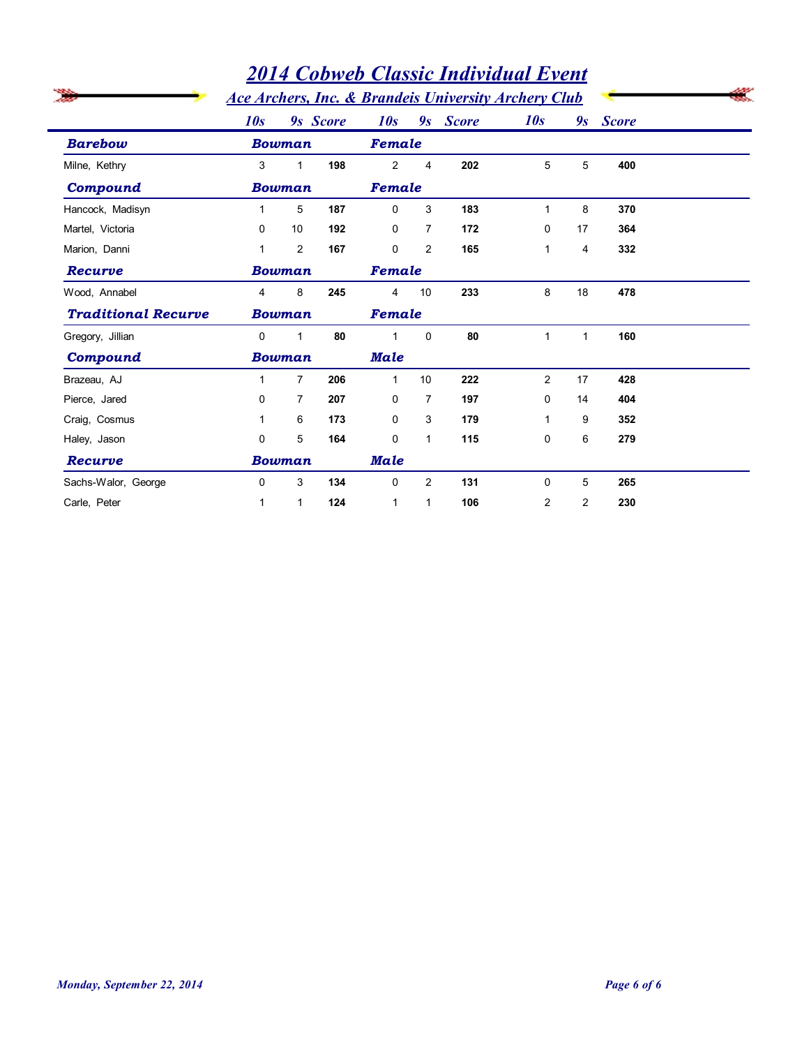# 2014 Cobweb Classic Individual Event

## Ace Archers, Inc. & Brandeis University Archery Club

| | 10s | 9s | Score | 10s | 9s | Score | 10s | 9s | Score |
|---|---|---|---|---|---|---|---|---|---|
| **Barebow** | **Bowman** | | | **Female** | | | | | |
| Milne, Kethry | 3 | 1 | **198** | 2 | 4 | **202** | 5 | 5 | **400** |
| **Compound** | **Bowman** | | | **Female** | | | | | |
| Hancock, Madisyn | 1 | 5 | **187** | 0 | 3 | **183** | 1 | 8 | **370** |
| Martel, Victoria | 0 | 10 | **192** | 0 | 7 | **172** | 0 | 17 | **364** |
| Marion, Danni | 1 | 2 | **167** | 0 | 2 | **165** | 1 | 4 | **332** |
| **Recurve** | **Bowman** | | | **Female** | | | | | |
| Wood, Annabel | 4 | 8 | **245** | 4 | 10 | **233** | 8 | 18 | **478** |
| **Traditional Recurve** | **Bowman** | | | **Female** | | | | | |
| Gregory, Jillian | 0 | 1 | **80** | 1 | 0 | **80** | 1 | 1 | **160** |
| **Compound** | **Bowman** | | | **Male** | | | | | |
| Brazeau, AJ | 1 | 7 | **206** | 1 | 10 | **222** | 2 | 17 | **428** |
| Pierce, Jared | 0 | 7 | **207** | 0 | 7 | **197** | 0 | 14 | **404** |
| Craig, Cosmus | 1 | 6 | **173** | 0 | 3 | **179** | 1 | 9 | **352** |
| Haley, Jason | 0 | 5 | **164** | 0 | 1 | **115** | 0 | 6 | **279** |
| **Recurve** | **Bowman** | | | **Male** | | | | | |
| Sachs-Walor, George | 0 | 3 | **134** | 0 | 2 | **131** | 0 | 5 | **265** |
| Carle, Peter | 1 | 1 | **124** | 1 | 1 | **106** | 2 | 2 | **230** |

*Monday, September 22, 2014*